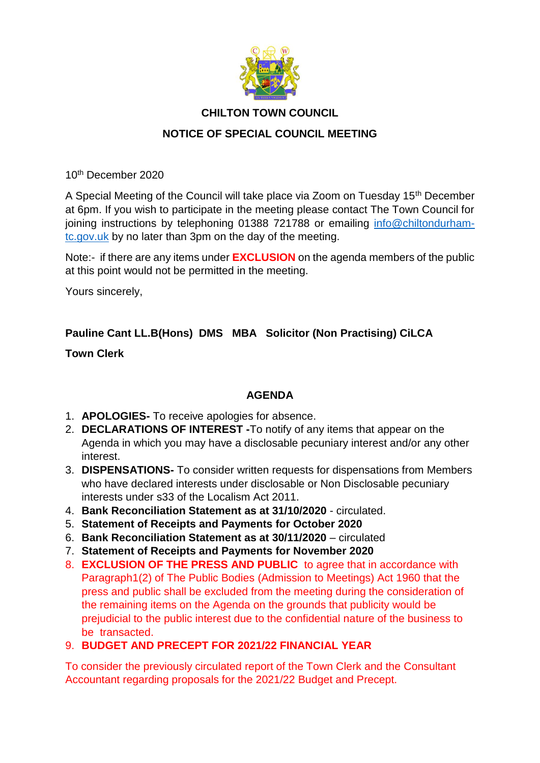# CHILTON TOWN COUNCIL

## NOTICE OF SPECIAL COUNCIL MEETING

10th December 2020

A Special Meeting of the Council will take place via Zoom on Tuesday 15th December at 6pm. If you wish to participate in the meeting please contact The Town Council for joining instructions by telephoning 01388 721788 or emailing info@chiltondurham-tc.gov.uk by no later than 3pm on the day of the meeting.

Note:- if there are any items under **EXCLUSION** on the agenda members of the public at this point would not be permitted in the meeting.

Yours sincerely,

**Pauline Cant LL.B(Hons) DMS MBA Solicitor (Non Practising) CiLCA**

**Town Clerk**

## AGENDA

1. **APOLOGIES-** To receive apologies for absence.
2. **DECLARATIONS OF INTEREST -**To notify of any items that appear on the Agenda in which you may have a disclosable pecuniary interest and/or any other interest.
3. **DISPENSATIONS-** To consider written requests for dispensations from Members who have declared interests under disclosable or Non Disclosable pecuniary interests under s33 of the Localism Act 2011.
4. **Bank Reconciliation Statement as at 31/10/2020** - circulated.
5. **Statement of Receipts and Payments for October 2020**
6. **Bank Reconciliation Statement as at 30/11/2020** – circulated
7. **Statement of Receipts and Payments for November 2020**
8. **EXCLUSION OF THE PRESS AND PUBLIC** to agree that in accordance with Paragraph1(2) of The Public Bodies (Admission to Meetings) Act 1960 that the press and public shall be excluded from the meeting during the consideration of the remaining items on the Agenda on the grounds that publicity would be prejudicial to the public interest due to the confidential nature of the business to be transacted.
9. **BUDGET AND PRECEPT FOR 2021/22 FINANCIAL YEAR**

To consider the previously circulated report of the Town Clerk and the Consultant Accountant regarding proposals for the 2021/22 Budget and Precept.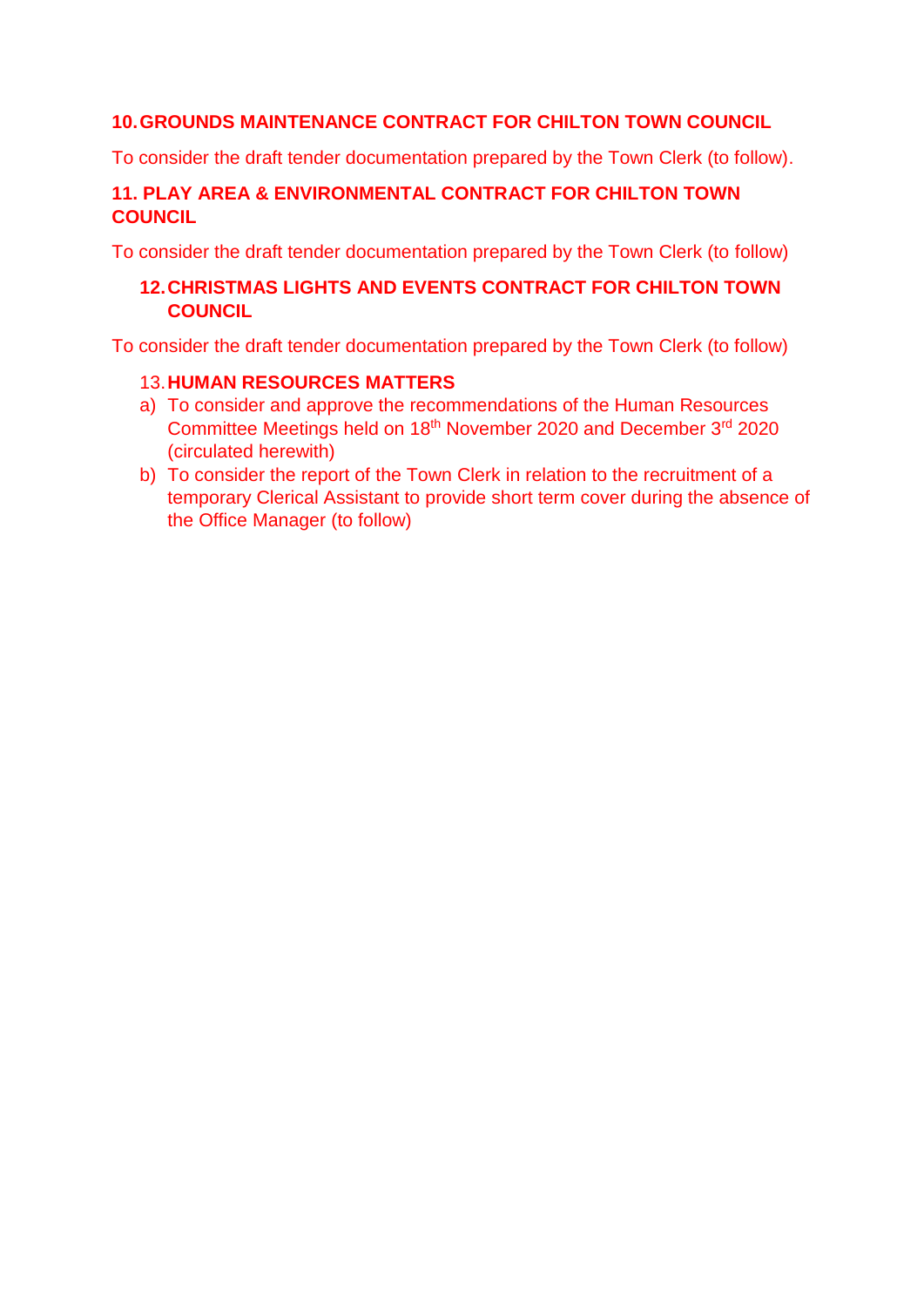**10. GROUNDS MAINTENANCE CONTRACT FOR CHILTON TOWN COUNCIL**

To consider the draft tender documentation prepared by the Town Clerk (to follow).

**11. PLAY AREA & ENVIRONMENTAL CONTRACT FOR CHILTON TOWN COUNCIL**

To consider the draft tender documentation prepared by the Town Clerk (to follow)

**12. CHRISTMAS LIGHTS AND EVENTS CONTRACT FOR CHILTON TOWN COUNCIL**

To consider the draft tender documentation prepared by the Town Clerk (to follow)

13. **HUMAN RESOURCES MATTERS**

a) To consider and approve the recommendations of the Human Resources Committee Meetings held on 18th November 2020 and December 3rd 2020 (circulated herewith)

b) To consider the report of the Town Clerk in relation to the recruitment of a temporary Clerical Assistant to provide short term cover during the absence of the Office Manager (to follow)